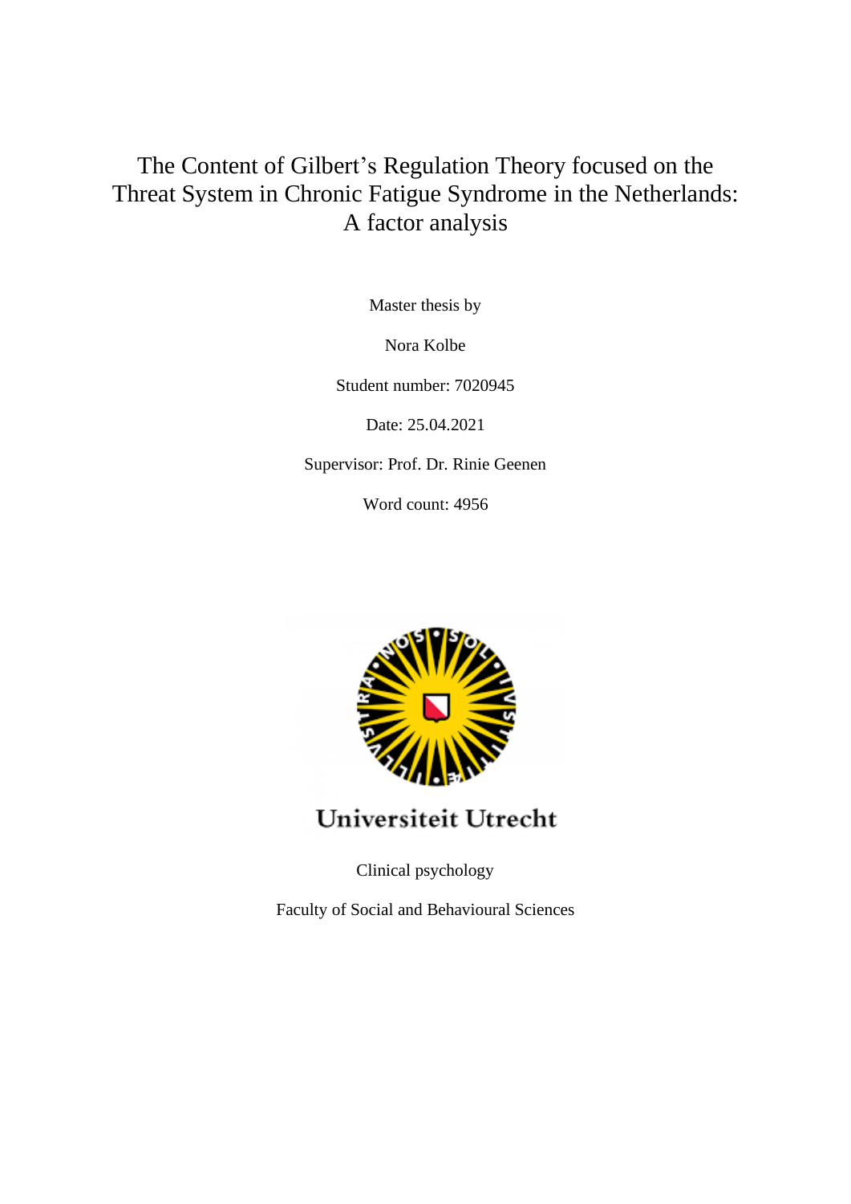# The Content of Gilbert's Regulation Theory focused on the Threat System in Chronic Fatigue Syndrome in the Netherlands: A factor analysis

Master thesis by

Nora Kolbe

Student number: 7020945

Date: 25.04.2021

Supervisor: Prof. Dr. Rinie Geenen

Word count: 4956

Universiteit Utrecht

Clinical psychology

Faculty of Social and Behavioural Sciences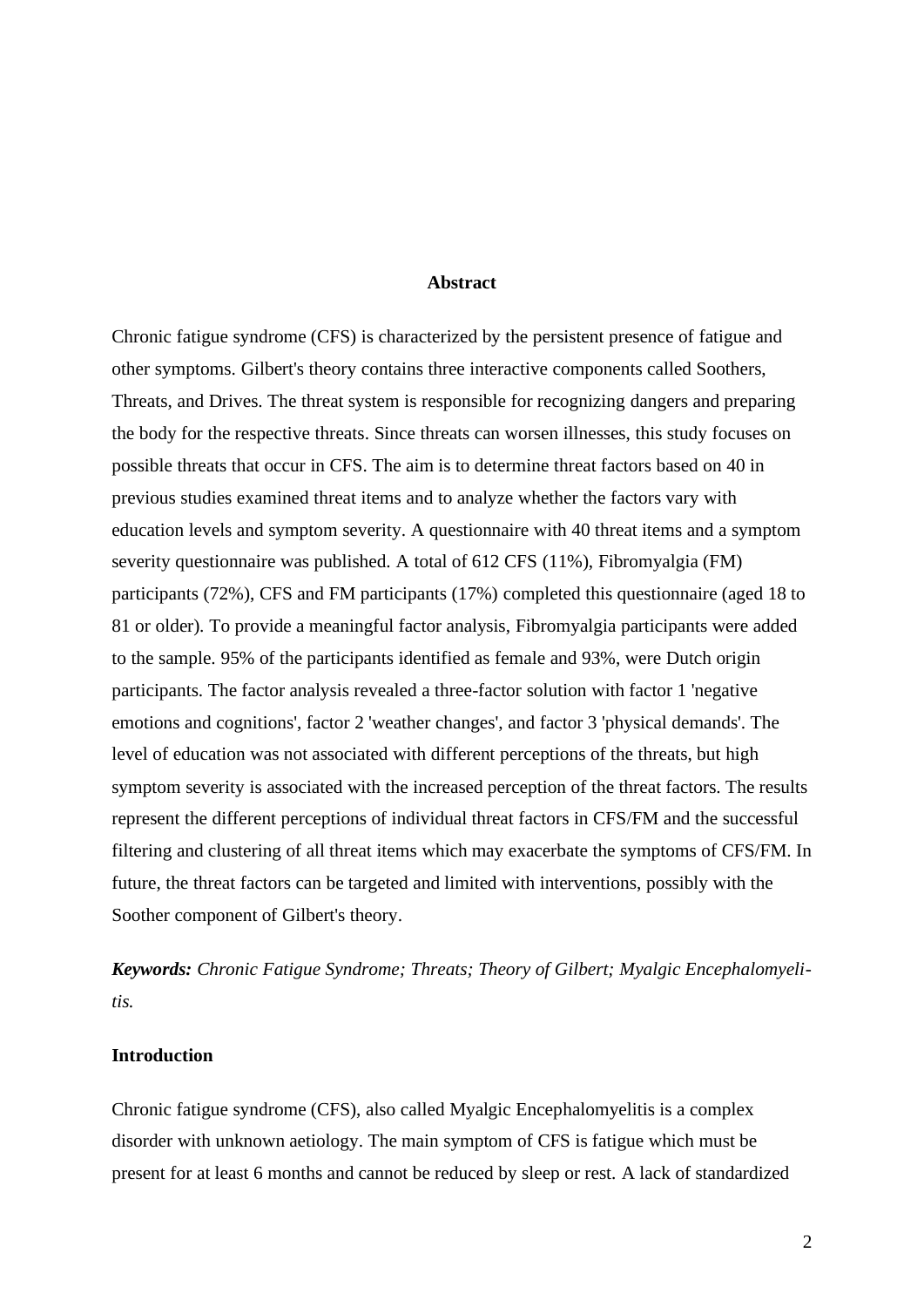## Abstract

Chronic fatigue syndrome (CFS) is characterized by the persistent presence of fatigue and other symptoms. Gilbert's theory contains three interactive components called Soothers, Threats, and Drives. The threat system is responsible for recognizing dangers and preparing the body for the respective threats. Since threats can worsen illnesses, this study focuses on possible threats that occur in CFS. The aim is to determine threat factors based on 40 in previous studies examined threat items and to analyze whether the factors vary with education levels and symptom severity. A questionnaire with 40 threat items and a symptom severity questionnaire was published. A total of 612 CFS (11%), Fibromyalgia (FM) participants (72%), CFS and FM participants (17%) completed this questionnaire (aged 18 to 81 or older). To provide a meaningful factor analysis, Fibromyalgia participants were added to the sample. 95% of the participants identified as female and 93%, were Dutch origin participants. The factor analysis revealed a three-factor solution with factor 1 'negative emotions and cognitions', factor 2 'weather changes', and factor 3 'physical demands'. The level of education was not associated with different perceptions of the threats, but high symptom severity is associated with the increased perception of the threat factors. The results represent the different perceptions of individual threat factors in CFS/FM and the successful filtering and clustering of all threat items which may exacerbate the symptoms of CFS/FM. In future, the threat factors can be targeted and limited with interventions, possibly with the Soother component of Gilbert's theory.

***Keywords:*** *Chronic Fatigue Syndrome; Threats; Theory of Gilbert; Myalgic Encephalomyelitis.*

## Introduction

Chronic fatigue syndrome (CFS), also called Myalgic Encephalomyelitis is a complex disorder with unknown aetiology. The main symptom of CFS is fatigue which must be present for at least 6 months and cannot be reduced by sleep or rest. A lack of standardized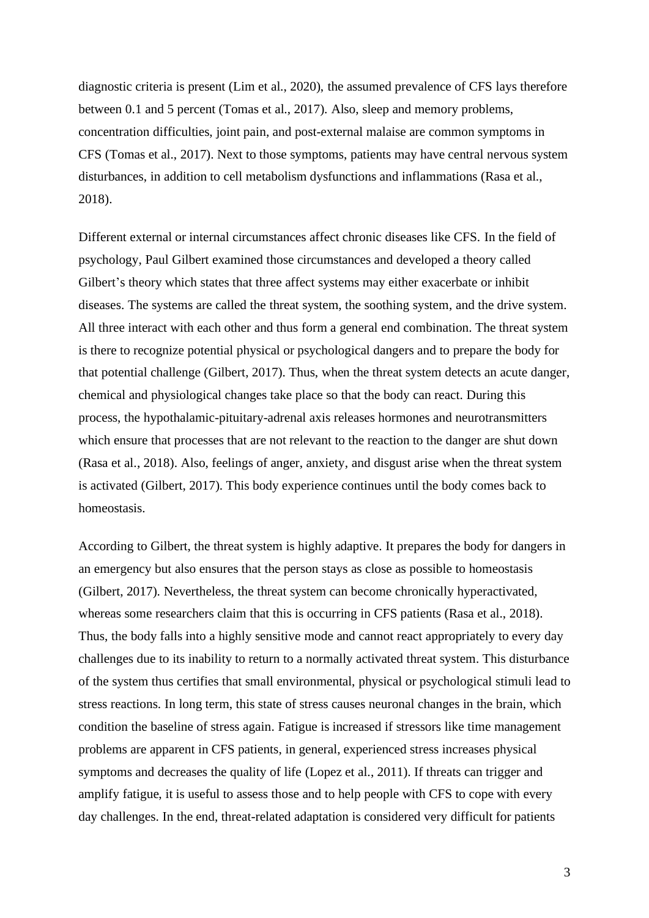diagnostic criteria is present (Lim et al., 2020), the assumed prevalence of CFS lays therefore between 0.1 and 5 percent (Tomas et al., 2017). Also, sleep and memory problems, concentration difficulties, joint pain, and post-external malaise are common symptoms in CFS (Tomas et al., 2017). Next to those symptoms, patients may have central nervous system disturbances, in addition to cell metabolism dysfunctions and inflammations (Rasa et al., 2018).

Different external or internal circumstances affect chronic diseases like CFS. In the field of psychology, Paul Gilbert examined those circumstances and developed a theory called Gilbert's theory which states that three affect systems may either exacerbate or inhibit diseases. The systems are called the threat system, the soothing system, and the drive system. All three interact with each other and thus form a general end combination. The threat system is there to recognize potential physical or psychological dangers and to prepare the body for that potential challenge (Gilbert, 2017). Thus, when the threat system detects an acute danger, chemical and physiological changes take place so that the body can react. During this process, the hypothalamic-pituitary-adrenal axis releases hormones and neurotransmitters which ensure that processes that are not relevant to the reaction to the danger are shut down (Rasa et al., 2018). Also, feelings of anger, anxiety, and disgust arise when the threat system is activated (Gilbert, 2017). This body experience continues until the body comes back to homeostasis.

According to Gilbert, the threat system is highly adaptive. It prepares the body for dangers in an emergency but also ensures that the person stays as close as possible to homeostasis (Gilbert, 2017). Nevertheless, the threat system can become chronically hyperactivated, whereas some researchers claim that this is occurring in CFS patients (Rasa et al., 2018). Thus, the body falls into a highly sensitive mode and cannot react appropriately to every day challenges due to its inability to return to a normally activated threat system. This disturbance of the system thus certifies that small environmental, physical or psychological stimuli lead to stress reactions. In long term, this state of stress causes neuronal changes in the brain, which condition the baseline of stress again. Fatigue is increased if stressors like time management problems are apparent in CFS patients, in general, experienced stress increases physical symptoms and decreases the quality of life (Lopez et al., 2011). If threats can trigger and amplify fatigue, it is useful to assess those and to help people with CFS to cope with every day challenges. In the end, threat-related adaptation is considered very difficult for patients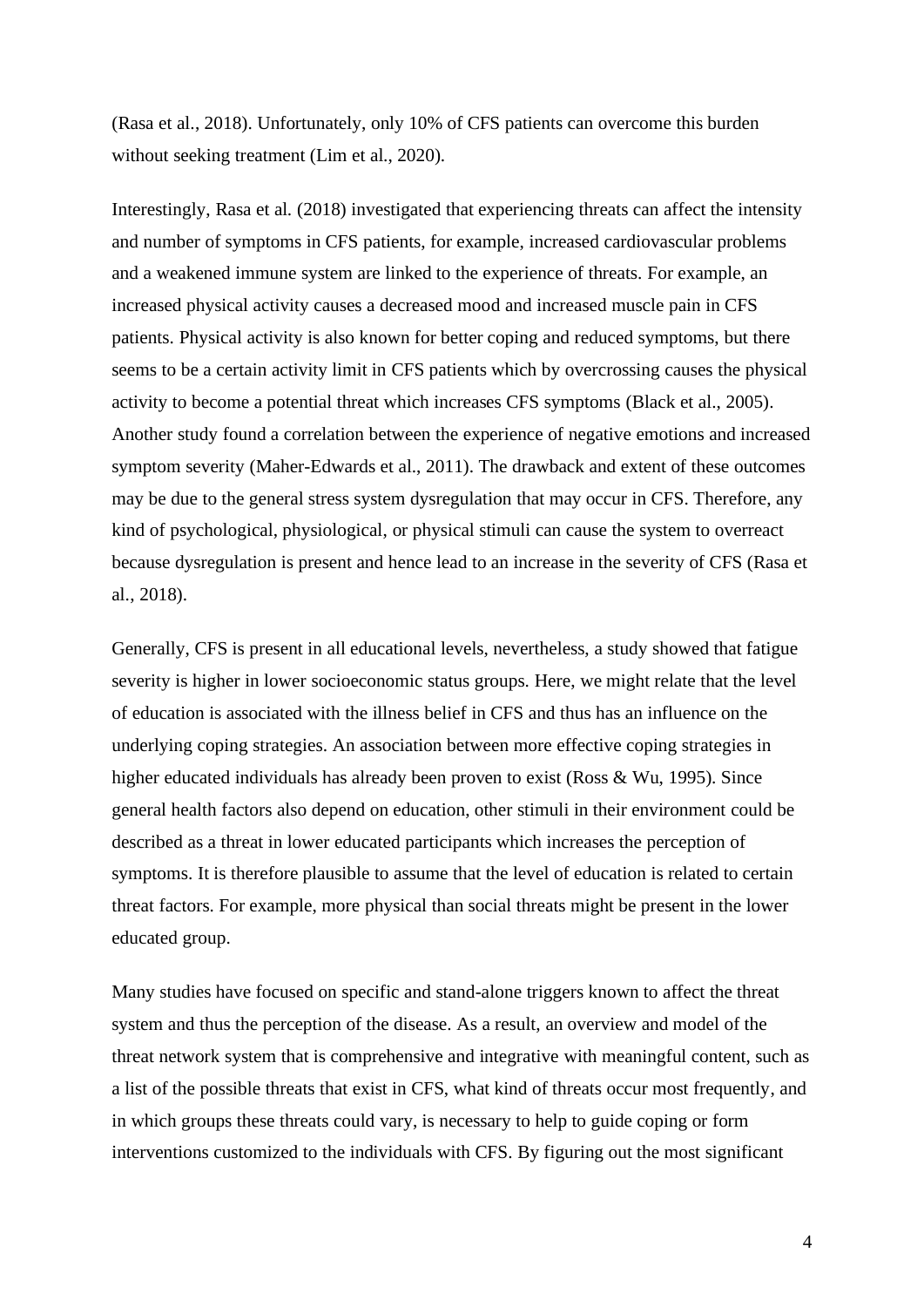(Rasa et al., 2018). Unfortunately, only 10% of CFS patients can overcome this burden without seeking treatment (Lim et al., 2020).

Interestingly, Rasa et al. (2018) investigated that experiencing threats can affect the intensity and number of symptoms in CFS patients, for example, increased cardiovascular problems and a weakened immune system are linked to the experience of threats. For example, an increased physical activity causes a decreased mood and increased muscle pain in CFS patients. Physical activity is also known for better coping and reduced symptoms, but there seems to be a certain activity limit in CFS patients which by overcrossing causes the physical activity to become a potential threat which increases CFS symptoms (Black et al., 2005). Another study found a correlation between the experience of negative emotions and increased symptom severity (Maher-Edwards et al., 2011). The drawback and extent of these outcomes may be due to the general stress system dysregulation that may occur in CFS. Therefore, any kind of psychological, physiological, or physical stimuli can cause the system to overreact because dysregulation is present and hence lead to an increase in the severity of CFS (Rasa et al., 2018).

Generally, CFS is present in all educational levels, nevertheless, a study showed that fatigue severity is higher in lower socioeconomic status groups. Here, we might relate that the level of education is associated with the illness belief in CFS and thus has an influence on the underlying coping strategies. An association between more effective coping strategies in higher educated individuals has already been proven to exist (Ross & Wu, 1995). Since general health factors also depend on education, other stimuli in their environment could be described as a threat in lower educated participants which increases the perception of symptoms. It is therefore plausible to assume that the level of education is related to certain threat factors. For example, more physical than social threats might be present in the lower educated group.

Many studies have focused on specific and stand-alone triggers known to affect the threat system and thus the perception of the disease. As a result, an overview and model of the threat network system that is comprehensive and integrative with meaningful content, such as a list of the possible threats that exist in CFS, what kind of threats occur most frequently, and in which groups these threats could vary, is necessary to help to guide coping or form interventions customized to the individuals with CFS. By figuring out the most significant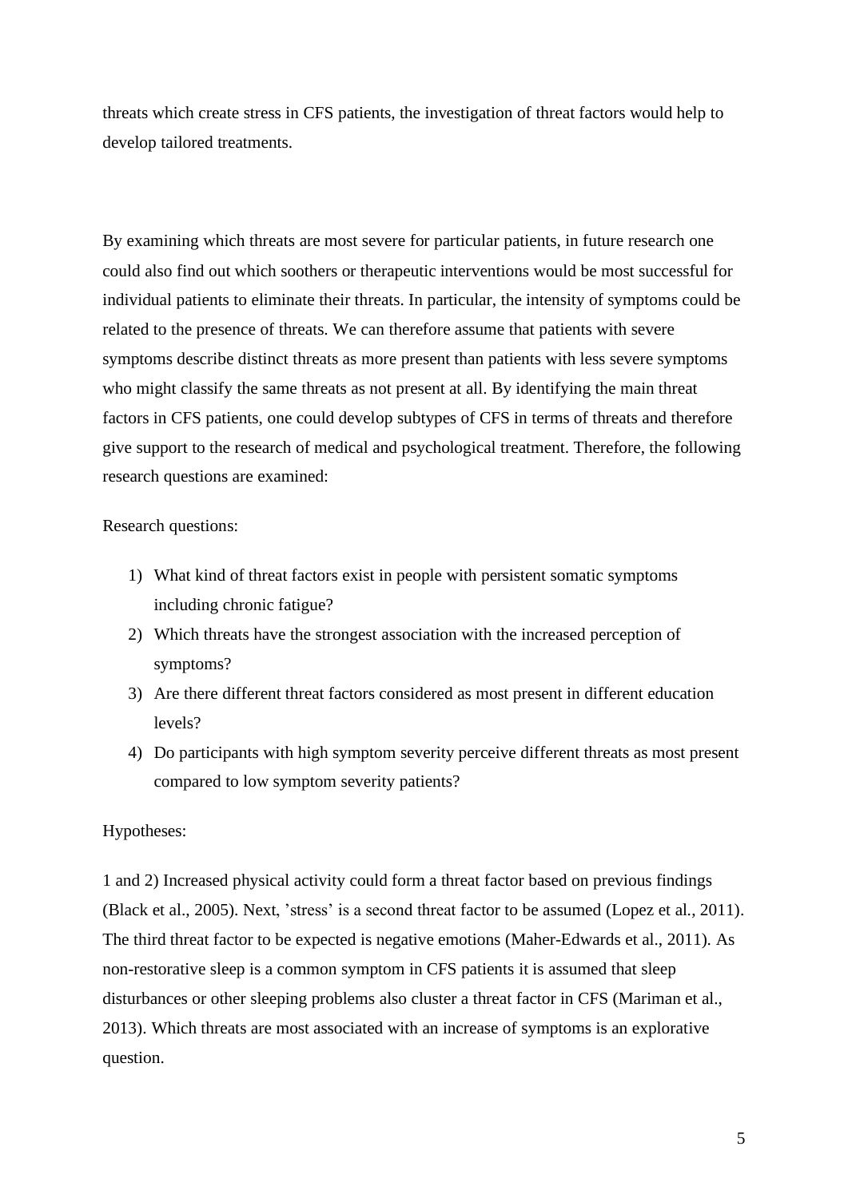threats which create stress in CFS patients, the investigation of threat factors would help to develop tailored treatments.

By examining which threats are most severe for particular patients, in future research one could also find out which soothers or therapeutic interventions would be most successful for individual patients to eliminate their threats. In particular, the intensity of symptoms could be related to the presence of threats. We can therefore assume that patients with severe symptoms describe distinct threats as more present than patients with less severe symptoms who might classify the same threats as not present at all. By identifying the main threat factors in CFS patients, one could develop subtypes of CFS in terms of threats and therefore give support to the research of medical and psychological treatment. Therefore, the following research questions are examined:

Research questions:

1) What kind of threat factors exist in people with persistent somatic symptoms including chronic fatigue?
2) Which threats have the strongest association with the increased perception of symptoms?
3) Are there different threat factors considered as most present in different education levels?
4) Do participants with high symptom severity perceive different threats as most present compared to low symptom severity patients?

Hypotheses:

1 and 2) Increased physical activity could form a threat factor based on previous findings (Black et al., 2005). Next, 'stress' is a second threat factor to be assumed (Lopez et al., 2011). The third threat factor to be expected is negative emotions (Maher-Edwards et al., 2011). As non-restorative sleep is a common symptom in CFS patients it is assumed that sleep disturbances or other sleeping problems also cluster a threat factor in CFS (Mariman et al., 2013). Which threats are most associated with an increase of symptoms is an explorative question.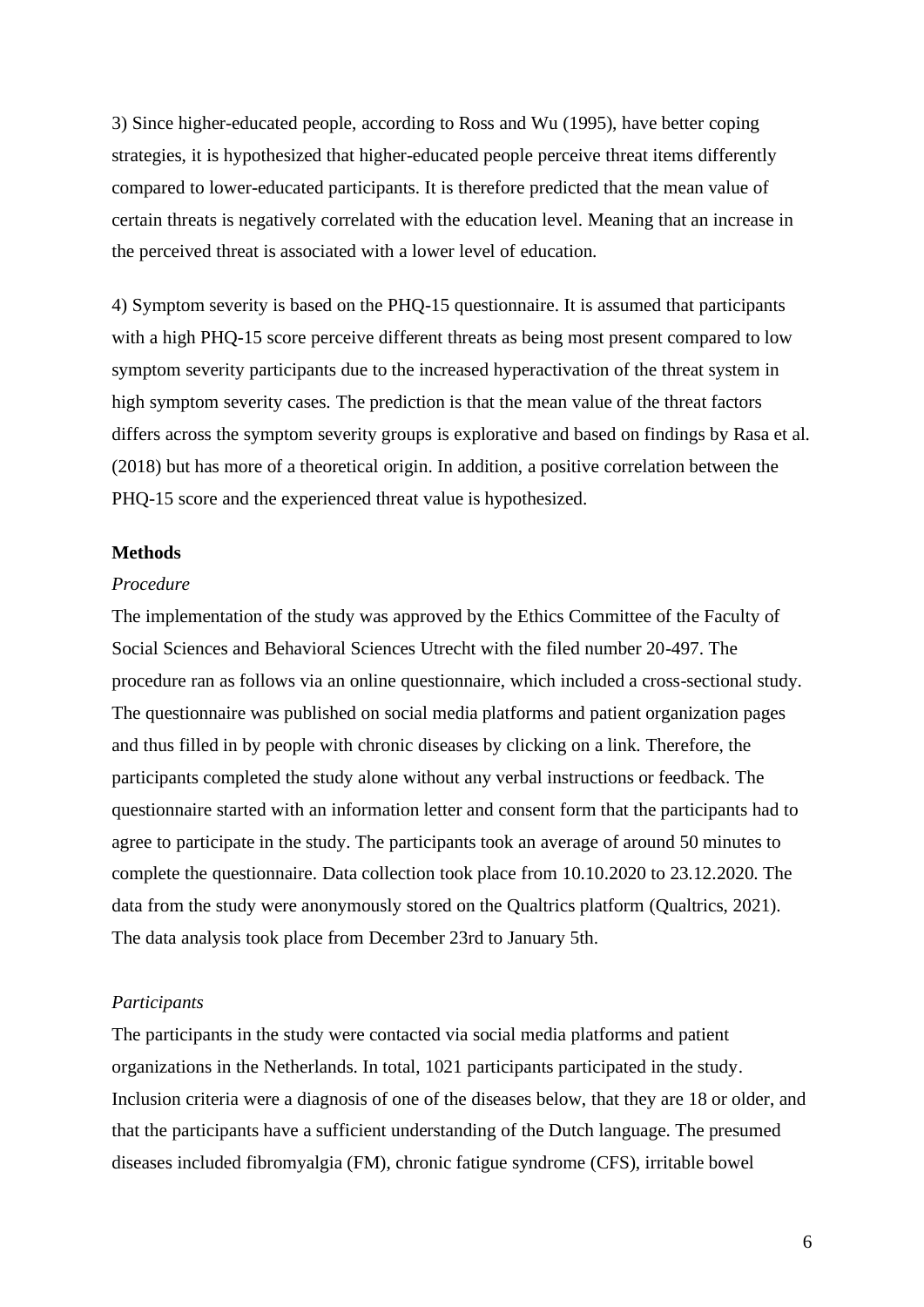3) Since higher-educated people, according to Ross and Wu (1995), have better coping strategies, it is hypothesized that higher-educated people perceive threat items differently compared to lower-educated participants. It is therefore predicted that the mean value of certain threats is negatively correlated with the education level. Meaning that an increase in the perceived threat is associated with a lower level of education.

4) Symptom severity is based on the PHQ-15 questionnaire. It is assumed that participants with a high PHQ-15 score perceive different threats as being most present compared to low symptom severity participants due to the increased hyperactivation of the threat system in high symptom severity cases. The prediction is that the mean value of the threat factors differs across the symptom severity groups is explorative and based on findings by Rasa et al. (2018) but has more of a theoretical origin. In addition, a positive correlation between the PHQ-15 score and the experienced threat value is hypothesized.

## Methods

### *Procedure*

The implementation of the study was approved by the Ethics Committee of the Faculty of Social Sciences and Behavioral Sciences Utrecht with the filed number 20-497. The procedure ran as follows via an online questionnaire, which included a cross-sectional study. The questionnaire was published on social media platforms and patient organization pages and thus filled in by people with chronic diseases by clicking on a link. Therefore, the participants completed the study alone without any verbal instructions or feedback. The questionnaire started with an information letter and consent form that the participants had to agree to participate in the study. The participants took an average of around 50 minutes to complete the questionnaire. Data collection took place from 10.10.2020 to 23.12.2020. The data from the study were anonymously stored on the Qualtrics platform (Qualtrics, 2021). The data analysis took place from December 23rd to January 5th.

### *Participants*

The participants in the study were contacted via social media platforms and patient organizations in the Netherlands. In total, 1021 participants participated in the study. Inclusion criteria were a diagnosis of one of the diseases below, that they are 18 or older, and that the participants have a sufficient understanding of the Dutch language. The presumed diseases included fibromyalgia (FM), chronic fatigue syndrome (CFS), irritable bowel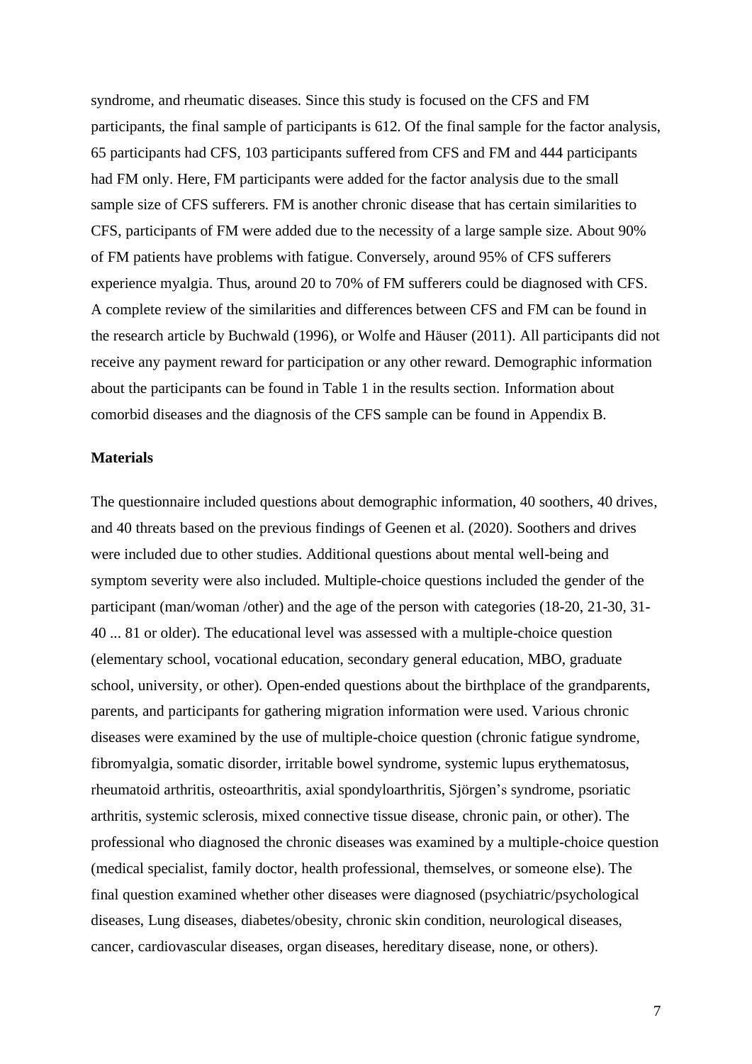syndrome, and rheumatic diseases. Since this study is focused on the CFS and FM participants, the final sample of participants is 612. Of the final sample for the factor analysis, 65 participants had CFS, 103 participants suffered from CFS and FM and 444 participants had FM only. Here, FM participants were added for the factor analysis due to the small sample size of CFS sufferers. FM is another chronic disease that has certain similarities to CFS, participants of FM were added due to the necessity of a large sample size. About 90% of FM patients have problems with fatigue. Conversely, around 95% of CFS sufferers experience myalgia. Thus, around 20 to 70% of FM sufferers could be diagnosed with CFS. A complete review of the similarities and differences between CFS and FM can be found in the research article by Buchwald (1996), or Wolfe and Häuser (2011). All participants did not receive any payment reward for participation or any other reward. Demographic information about the participants can be found in Table 1 in the results section. Information about comorbid diseases and the diagnosis of the CFS sample can be found in Appendix B.

**Materials**

The questionnaire included questions about demographic information, 40 soothers, 40 drives, and 40 threats based on the previous findings of Geenen et al. (2020). Soothers and drives were included due to other studies. Additional questions about mental well-being and symptom severity were also included. Multiple-choice questions included the gender of the participant (man/woman /other) and the age of the person with categories (18-20, 21-30, 31-40 ... 81 or older). The educational level was assessed with a multiple-choice question (elementary school, vocational education, secondary general education, MBO, graduate school, university, or other). Open-ended questions about the birthplace of the grandparents, parents, and participants for gathering migration information were used. Various chronic diseases were examined by the use of multiple-choice question (chronic fatigue syndrome, fibromyalgia, somatic disorder, irritable bowel syndrome, systemic lupus erythematosus, rheumatoid arthritis, osteoarthritis, axial spondyloarthritis, Sjörgen's syndrome, psoriatic arthritis, systemic sclerosis, mixed connective tissue disease, chronic pain, or other). The professional who diagnosed the chronic diseases was examined by a multiple-choice question (medical specialist, family doctor, health professional, themselves, or someone else). The final question examined whether other diseases were diagnosed (psychiatric/psychological diseases, Lung diseases, diabetes/obesity, chronic skin condition, neurological diseases, cancer, cardiovascular diseases, organ diseases, hereditary disease, none, or others).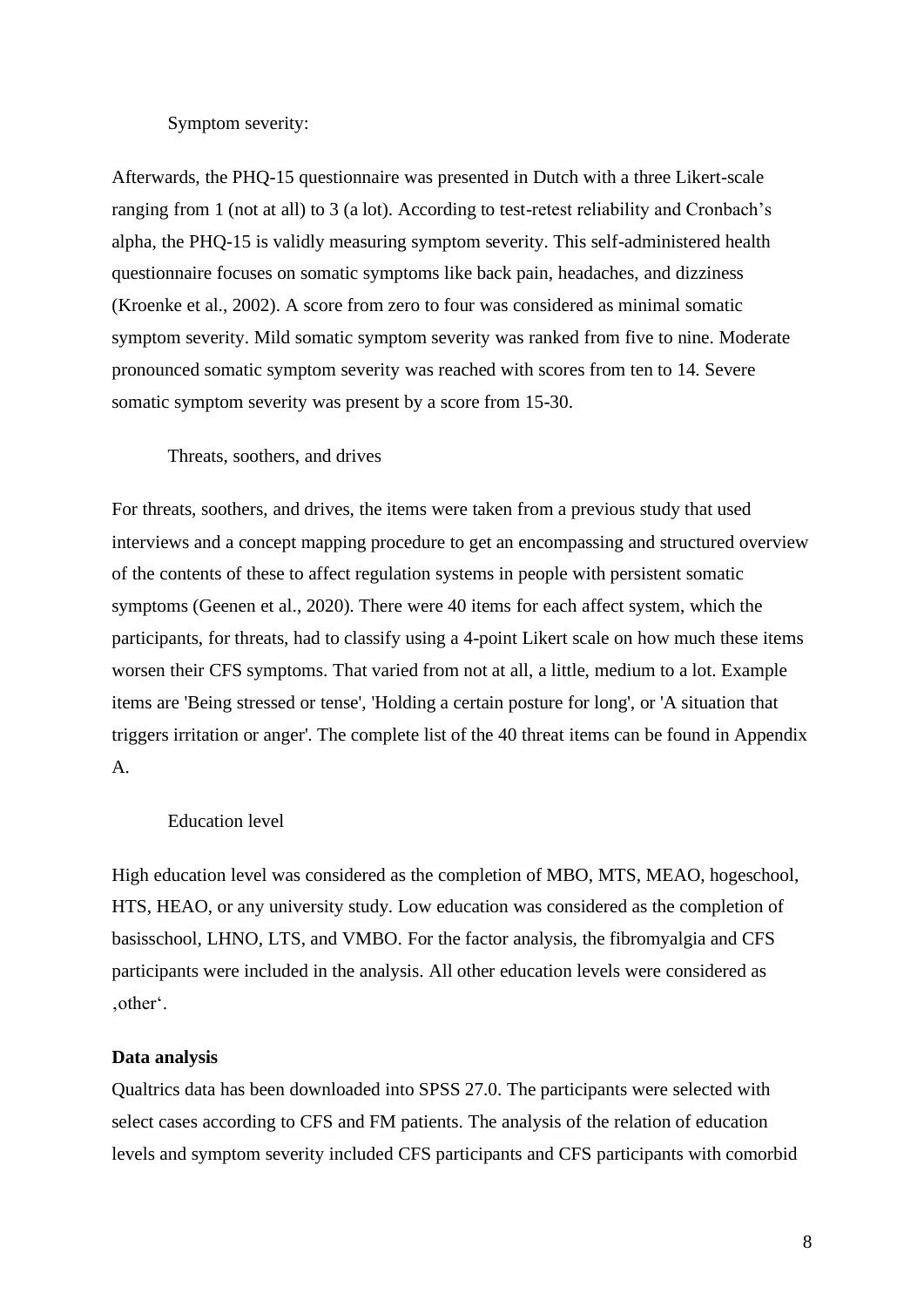### Symptom severity:

Afterwards, the PHQ-15 questionnaire was presented in Dutch with a three Likert-scale ranging from 1 (not at all) to 3 (a lot). According to test-retest reliability and Cronbach's alpha, the PHQ-15 is validly measuring symptom severity. This self-administered health questionnaire focuses on somatic symptoms like back pain, headaches, and dizziness (Kroenke et al., 2002). A score from zero to four was considered as minimal somatic symptom severity. Mild somatic symptom severity was ranked from five to nine. Moderate pronounced somatic symptom severity was reached with scores from ten to 14. Severe somatic symptom severity was present by a score from 15-30.

### Threats, soothers, and drives

For threats, soothers, and drives, the items were taken from a previous study that used interviews and a concept mapping procedure to get an encompassing and structured overview of the contents of these to affect regulation systems in people with persistent somatic symptoms (Geenen et al., 2020). There were 40 items for each affect system, which the participants, for threats, had to classify using a 4-point Likert scale on how much these items worsen their CFS symptoms. That varied from not at all, a little, medium to a lot. Example items are 'Being stressed or tense', 'Holding a certain posture for long', or 'A situation that triggers irritation or anger'. The complete list of the 40 threat items can be found in Appendix A.

### Education level

High education level was considered as the completion of MBO, MTS, MEAO, hogeschool, HTS, HEAO, or any university study. Low education was considered as the completion of basisschool, LHNO, LTS, and VMBO. For the factor analysis, the fibromyalgia and CFS participants were included in the analysis. All other education levels were considered as ‚other'.

**Data analysis**

Qualtrics data has been downloaded into SPSS 27.0. The participants were selected with select cases according to CFS and FM patients. The analysis of the relation of education levels and symptom severity included CFS participants and CFS participants with comorbid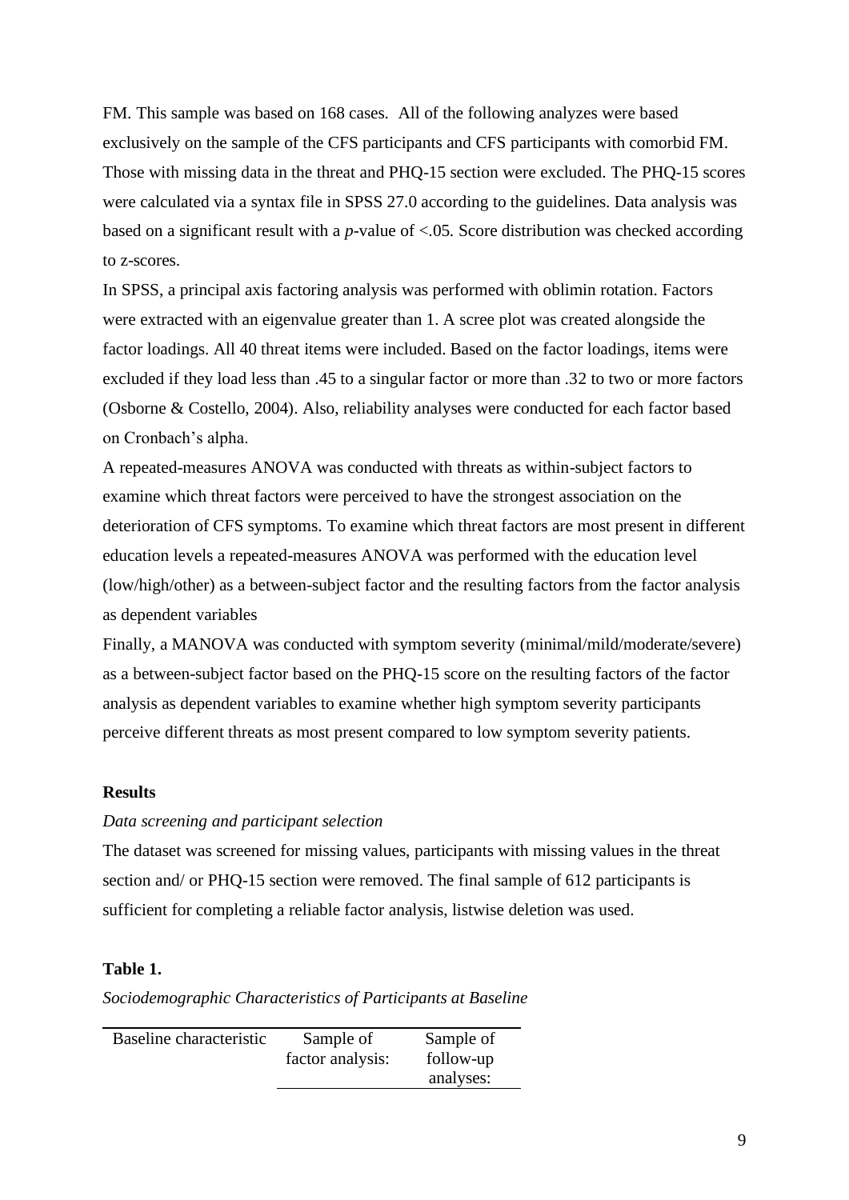FM. This sample was based on 168 cases. All of the following analyzes were based exclusively on the sample of the CFS participants and CFS participants with comorbid FM. Those with missing data in the threat and PHQ-15 section were excluded. The PHQ-15 scores were calculated via a syntax file in SPSS 27.0 according to the guidelines. Data analysis was based on a significant result with a *p*-value of <.05. Score distribution was checked according to z-scores.

In SPSS, a principal axis factoring analysis was performed with oblimin rotation. Factors were extracted with an eigenvalue greater than 1. A scree plot was created alongside the factor loadings. All 40 threat items were included. Based on the factor loadings, items were excluded if they load less than .45 to a singular factor or more than .32 to two or more factors (Osborne & Costello, 2004). Also, reliability analyses were conducted for each factor based on Cronbach's alpha.

A repeated-measures ANOVA was conducted with threats as within-subject factors to examine which threat factors were perceived to have the strongest association on the deterioration of CFS symptoms. To examine which threat factors are most present in different education levels a repeated-measures ANOVA was performed with the education level (low/high/other) as a between-subject factor and the resulting factors from the factor analysis as dependent variables

Finally, a MANOVA was conducted with symptom severity (minimal/mild/moderate/severe) as a between-subject factor based on the PHQ-15 score on the resulting factors of the factor analysis as dependent variables to examine whether high symptom severity participants perceive different threats as most present compared to low symptom severity patients.

## Results

*Data screening and participant selection*

The dataset was screened for missing values, participants with missing values in the threat section and/ or PHQ-15 section were removed. The final sample of 612 participants is sufficient for completing a reliable factor analysis, listwise deletion was used.

**Table 1.**

*Sociodemographic Characteristics of Participants at Baseline*

| Baseline characteristic | Sample of factor analysis: | Sample of follow-up analyses: |
|---|---|---|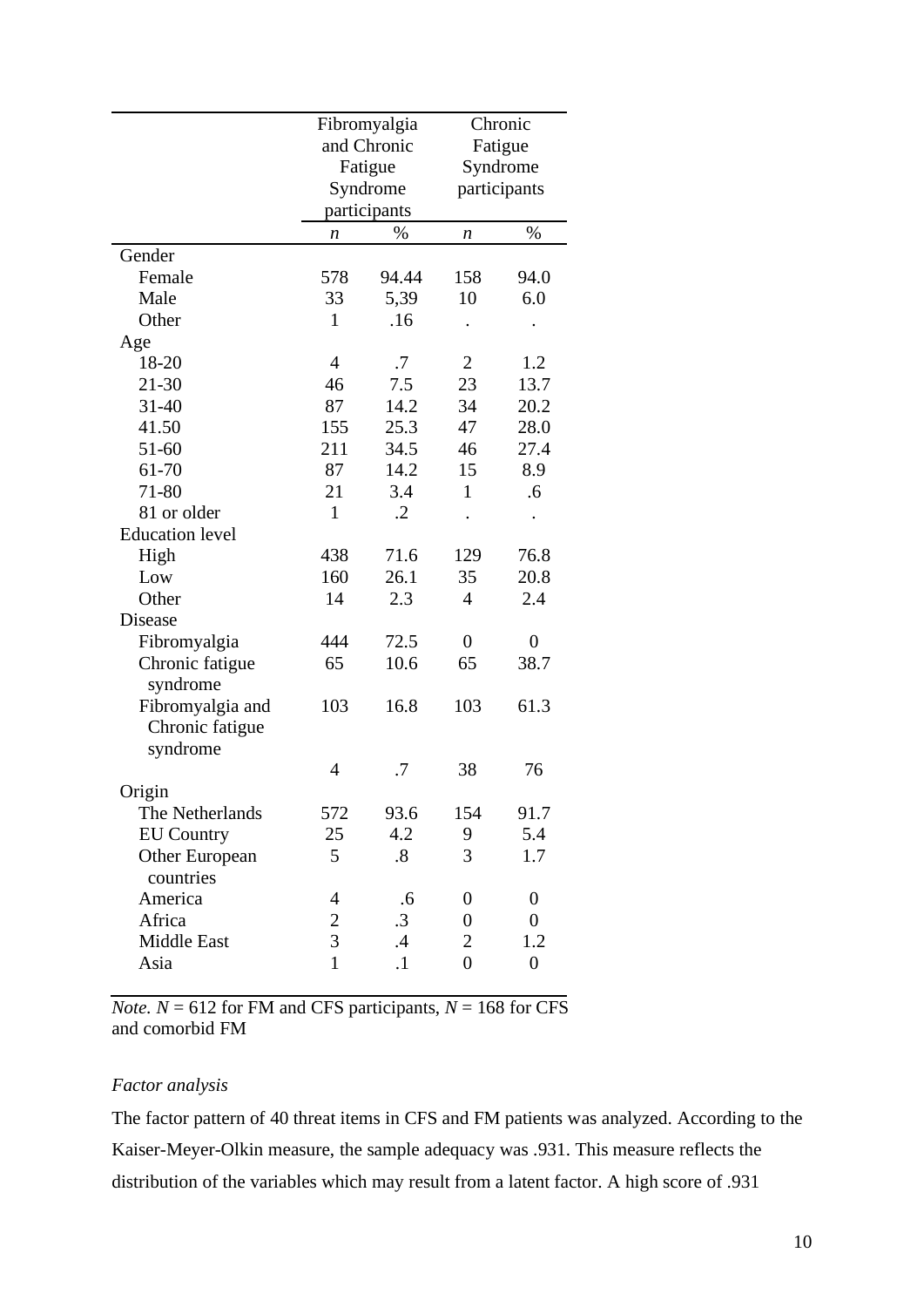| | Fibromyalgia and Chronic Fatigue Syndrome participants | | Chronic Fatigue Syndrome participants | |
|---|---|---|---|---|
| | *n* | % | *n* | % |
| Gender | | | | |
| Female | 578 | 94.44 | 158 | 94.0 |
| Male | 33 | 5,39 | 10 | 6.0 |
| Other | 1 | .16 | . | . |
| Age | | | | |
| 18-20 | 4 | .7 | 2 | 1.2 |
| 21-30 | 46 | 7.5 | 23 | 13.7 |
| 31-40 | 87 | 14.2 | 34 | 20.2 |
| 41.50 | 155 | 25.3 | 47 | 28.0 |
| 51-60 | 211 | 34.5 | 46 | 27.4 |
| 61-70 | 87 | 14.2 | 15 | 8.9 |
| 71-80 | 21 | 3.4 | 1 | .6 |
| 81 or older | 1 | .2 | . | . |
| Education level | | | | |
| High | 438 | 71.6 | 129 | 76.8 |
| Low | 160 | 26.1 | 35 | 20.8 |
| Other | 14 | 2.3 | 4 | 2.4 |
| Disease | | | | |
| Fibromyalgia | 444 | 72.5 | 0 | 0 |
| Chronic fatigue syndrome | 65 | 10.6 | 65 | 38.7 |
| Fibromyalgia and Chronic fatigue syndrome | 103 | 16.8 | 103 | 61.3 |
| | 4 | .7 | 38 | 76 |
| Origin | | | | |
| The Netherlands | 572 | 93.6 | 154 | 91.7 |
| EU Country | 25 | 4.2 | 9 | 5.4 |
| Other European countries | 5 | .8 | 3 | 1.7 |
| America | 4 | .6 | 0 | 0 |
| Africa | 2 | .3 | 0 | 0 |
| Middle East | 3 | .4 | 2 | 1.2 |
| Asia | 1 | .1 | 0 | 0 |

*Note.* $N$ = 612 for FM and CFS participants, $N$ = 168 for CFS and comorbid FM

*Factor analysis*

The factor pattern of 40 threat items in CFS and FM patients was analyzed. According to the Kaiser-Meyer-Olkin measure, the sample adequacy was .931. This measure reflects the distribution of the variables which may result from a latent factor. A high score of .931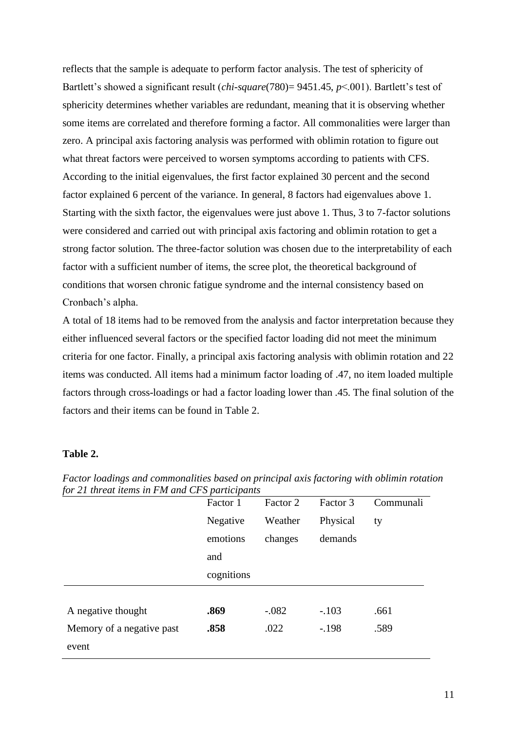reflects that the sample is adequate to perform factor analysis. The test of sphericity of Bartlett's showed a significant result (*chi-square*(780)= 9451.45, *p*<.001). Bartlett's test of sphericity determines whether variables are redundant, meaning that it is observing whether some items are correlated and therefore forming a factor. All commonalities were larger than zero. A principal axis factoring analysis was performed with oblimin rotation to figure out what threat factors were perceived to worsen symptoms according to patients with CFS. According to the initial eigenvalues, the first factor explained 30 percent and the second factor explained 6 percent of the variance. In general, 8 factors had eigenvalues above 1. Starting with the sixth factor, the eigenvalues were just above 1. Thus, 3 to 7-factor solutions were considered and carried out with principal axis factoring and oblimin rotation to get a strong factor solution. The three-factor solution was chosen due to the interpretability of each factor with a sufficient number of items, the scree plot, the theoretical background of conditions that worsen chronic fatigue syndrome and the internal consistency based on Cronbach's alpha.

A total of 18 items had to be removed from the analysis and factor interpretation because they either influenced several factors or the specified factor loading did not meet the minimum criteria for one factor. Finally, a principal axis factoring analysis with oblimin rotation and 22 items was conducted. All items had a minimum factor loading of .47, no item loaded multiple factors through cross-loadings or had a factor loading lower than .45. The final solution of the factors and their items can be found in Table 2.

**Table 2.**

*Factor loadings and commonalities based on principal axis factoring with oblimin rotation for 21 threat items in FM and CFS participants*

| | Factor 1 Negative emotions and cognitions | Factor 2 Weather changes | Factor 3 Physical demands | Communality |
|---|---|---|---|---|
| A negative thought | **.869** | -.082 | -.103 | .661 |
| Memory of a negative past event | **.858** | .022 | -.198 | .589 |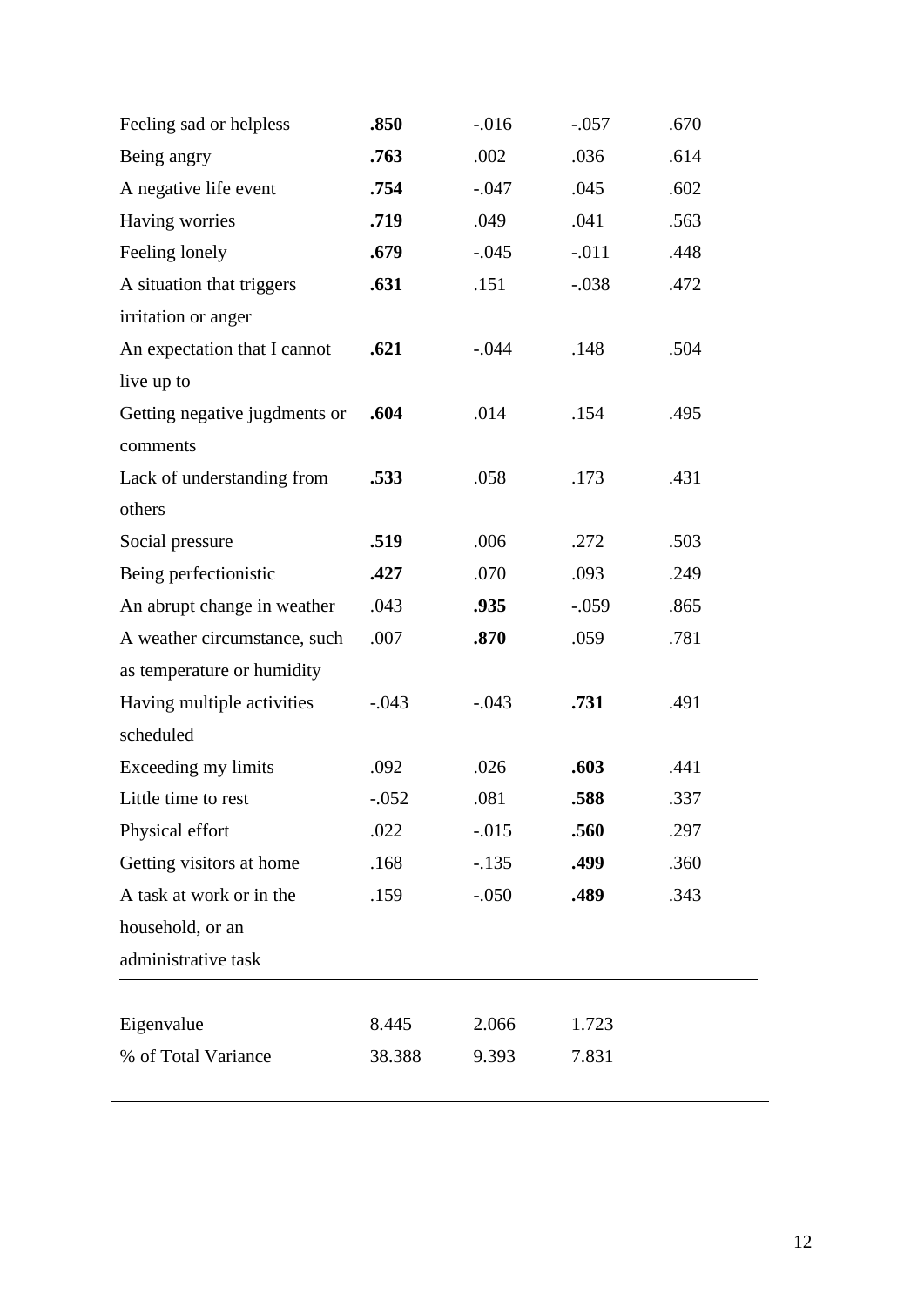| | | | | |
|---|---|---|---|---|
| Feeling sad or helpless | **.850** | -.016 | -.057 | .670 |
| Being angry | **.763** | .002 | .036 | .614 |
| A negative life event | **.754** | -.047 | .045 | .602 |
| Having worries | **.719** | .049 | .041 | .563 |
| Feeling lonely | **.679** | -.045 | -.011 | .448 |
| A situation that triggers irritation or anger | **.631** | .151 | -.038 | .472 |
| An expectation that I cannot live up to | **.621** | -.044 | .148 | .504 |
| Getting negative jugdments or comments | **.604** | .014 | .154 | .495 |
| Lack of understanding from others | **.533** | .058 | .173 | .431 |
| Social pressure | **.519** | .006 | .272 | .503 |
| Being perfectionistic | **.427** | .070 | .093 | .249 |
| An abrupt change in weather | .043 | **.935** | -.059 | .865 |
| A weather circumstance, such as temperature or humidity | .007 | **.870** | .059 | .781 |
| Having multiple activities scheduled | -.043 | -.043 | **.731** | .491 |
| Exceeding my limits | .092 | .026 | **.603** | .441 |
| Little time to rest | -.052 | .081 | **.588** | .337 |
| Physical effort | .022 | -.015 | **.560** | .297 |
| Getting visitors at home | .168 | -.135 | **.499** | .360 |
| A task at work or in the household, or an administrative task | .159 | -.050 | **.489** | .343 |
| Eigenvalue | 8.445 | 2.066 | 1.723 | |
| % of Total Variance | 38.388 | 9.393 | 7.831 | |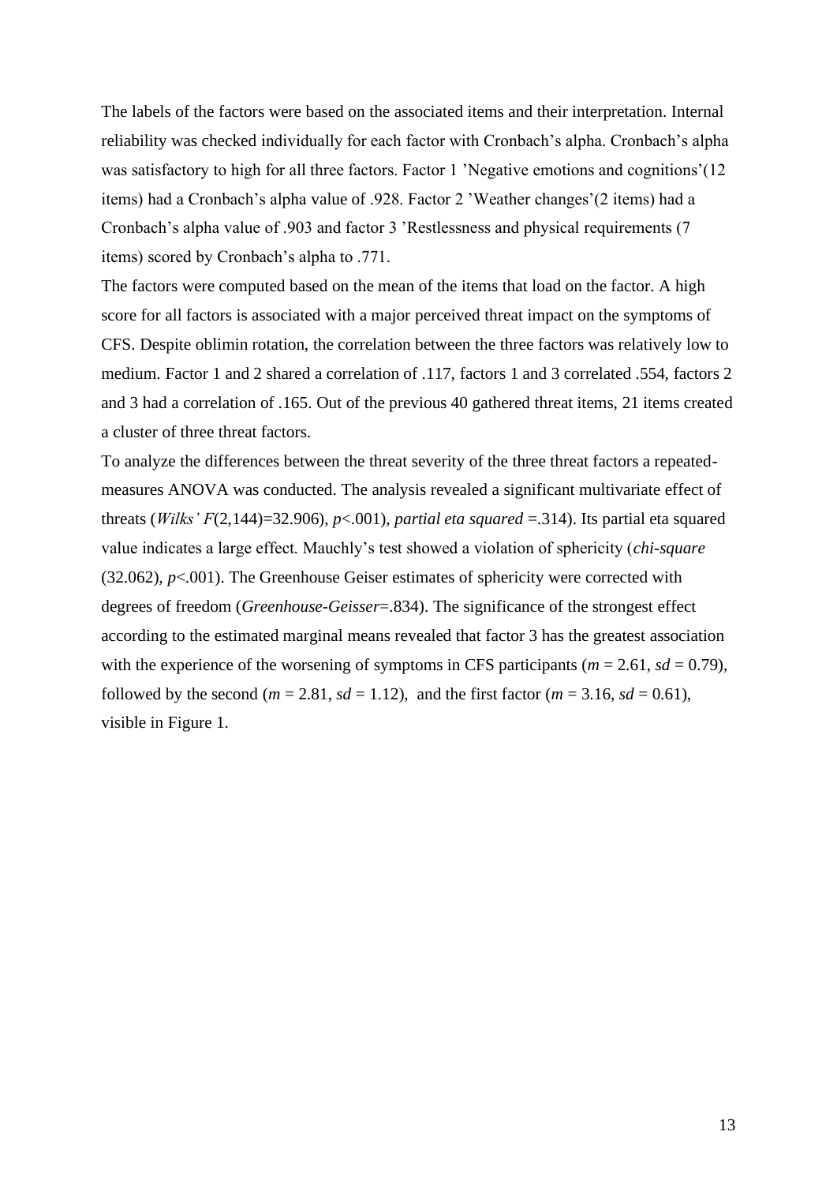The labels of the factors were based on the associated items and their interpretation. Internal reliability was checked individually for each factor with Cronbach's alpha. Cronbach's alpha was satisfactory to high for all three factors. Factor 1 'Negative emotions and cognitions'(12 items) had a Cronbach's alpha value of .928. Factor 2 'Weather changes'(2 items) had a Cronbach's alpha value of .903 and factor 3 'Restlessness and physical requirements (7 items) scored by Cronbach's alpha to .771.

The factors were computed based on the mean of the items that load on the factor. A high score for all factors is associated with a major perceived threat impact on the symptoms of CFS. Despite oblimin rotation, the correlation between the three factors was relatively low to medium. Factor 1 and 2 shared a correlation of .117, factors 1 and 3 correlated .554, factors 2 and 3 had a correlation of .165. Out of the previous 40 gathered threat items, 21 items created a cluster of three threat factors.

To analyze the differences between the threat severity of the three threat factors a repeated-measures ANOVA was conducted. The analysis revealed a significant multivariate effect of threats (*Wilks' F*(2,144)=32.906), $p<.001$), *partial eta squared* =.314). Its partial eta squared value indicates a large effect. Mauchly's test showed a violation of sphericity (*chi-square* (32.062), $p<.001$). The Greenhouse Geiser estimates of sphericity were corrected with degrees of freedom (*Greenhouse-Geisser*=.834). The significance of the strongest effect according to the estimated marginal means revealed that factor 3 has the greatest association with the experience of the worsening of symptoms in CFS participants ($m = 2.61$, $sd = 0.79$), followed by the second ($m = 2.81$, $sd = 1.12$), and the first factor ($m = 3.16$, $sd = 0.61$), visible in Figure 1.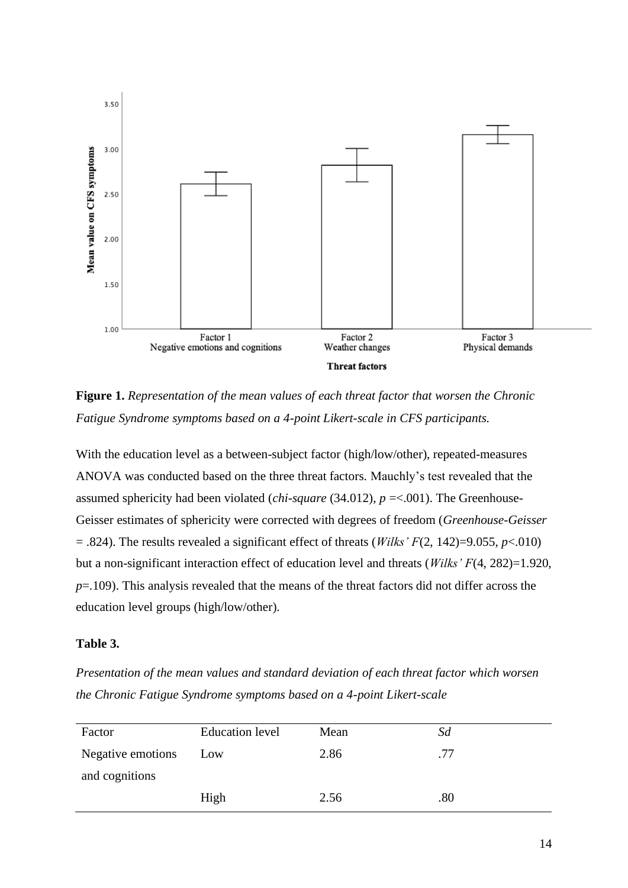**Figure 1.** *Representation of the mean values of each threat factor that worsen the Chronic Fatigue Syndrome symptoms based on a 4-point Likert-scale in CFS participants.*

With the education level as a between-subject factor (high/low/other), repeated-measures ANOVA was conducted based on the three threat factors. Mauchly's test revealed that the assumed sphericity had been violated (*chi-square* (34.012), $p$ =<.001). The Greenhouse-Geisser estimates of sphericity were corrected with degrees of freedom (*Greenhouse-Geisser* = .824). The results revealed a significant effect of threats (*Wilks' F*(2, 142)=9.055, $p$<.010) but a non-significant interaction effect of education level and threats (*Wilks' F*(4, 282)=1.920, $p$=.109). This analysis revealed that the means of the threat factors did not differ across the education level groups (high/low/other).

**Table 3.**

*Presentation of the mean values and standard deviation of each threat factor which worsen the Chronic Fatigue Syndrome symptoms based on a 4-point Likert-scale*

| Factor | Education level | Mean | *Sd* |
| --- | --- | --- | --- |
| Negative emotions and cognitions | Low | 2.86 | .77 |
| | High | 2.56 | .80 |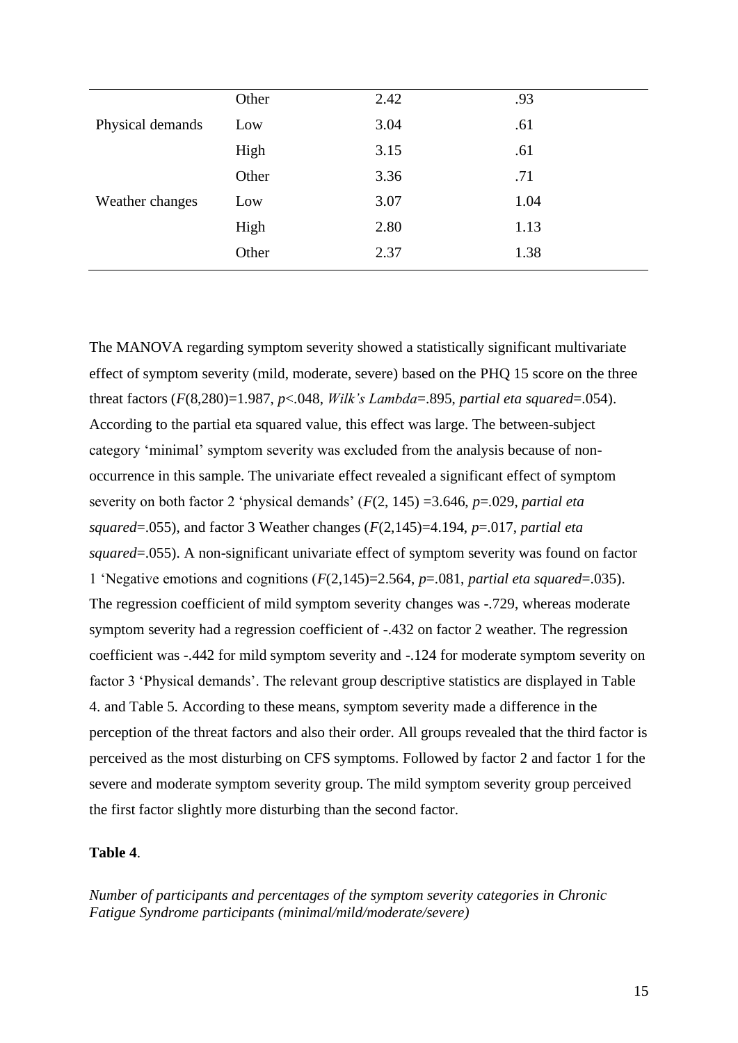| | | | |
|---|---|---|---|
| | Other | 2.42 | .93 |
| Physical demands | Low | 3.04 | .61 |
| | High | 3.15 | .61 |
| | Other | 3.36 | .71 |
| Weather changes | Low | 3.07 | 1.04 |
| | High | 2.80 | 1.13 |
| | Other | 2.37 | 1.38 |

The MANOVA regarding symptom severity showed a statistically significant multivariate effect of symptom severity (mild, moderate, severe) based on the PHQ 15 score on the three threat factors ($F$(8,280)=1.987, $p$<.048, *Wilk's Lambda*=.895, *partial eta squared*=.054). According to the partial eta squared value, this effect was large. The between-subject category 'minimal' symptom severity was excluded from the analysis because of non-occurrence in this sample. The univariate effect revealed a significant effect of symptom severity on both factor 2 'physical demands' ($F$(2, 145) =3.646, $p$=.029, *partial eta squared*=.055), and factor 3 Weather changes ($F$(2,145)=4.194, $p$=.017, *partial eta squared*=.055). A non-significant univariate effect of symptom severity was found on factor 1 'Negative emotions and cognitions ($F$(2,145)=2.564, $p$=.081, *partial eta squared*=.035). The regression coefficient of mild symptom severity changes was -.729, whereas moderate symptom severity had a regression coefficient of -.432 on factor 2 weather. The regression coefficient was -.442 for mild symptom severity and -.124 for moderate symptom severity on factor 3 'Physical demands'. The relevant group descriptive statistics are displayed in Table 4. and Table 5. According to these means, symptom severity made a difference in the perception of the threat factors and also their order. All groups revealed that the third factor is perceived as the most disturbing on CFS symptoms. Followed by factor 2 and factor 1 for the severe and moderate symptom severity group. The mild symptom severity group perceived the first factor slightly more disturbing than the second factor.

**Table 4**.

*Number of participants and percentages of the symptom severity categories in Chronic Fatigue Syndrome participants (minimal/mild/moderate/severe)*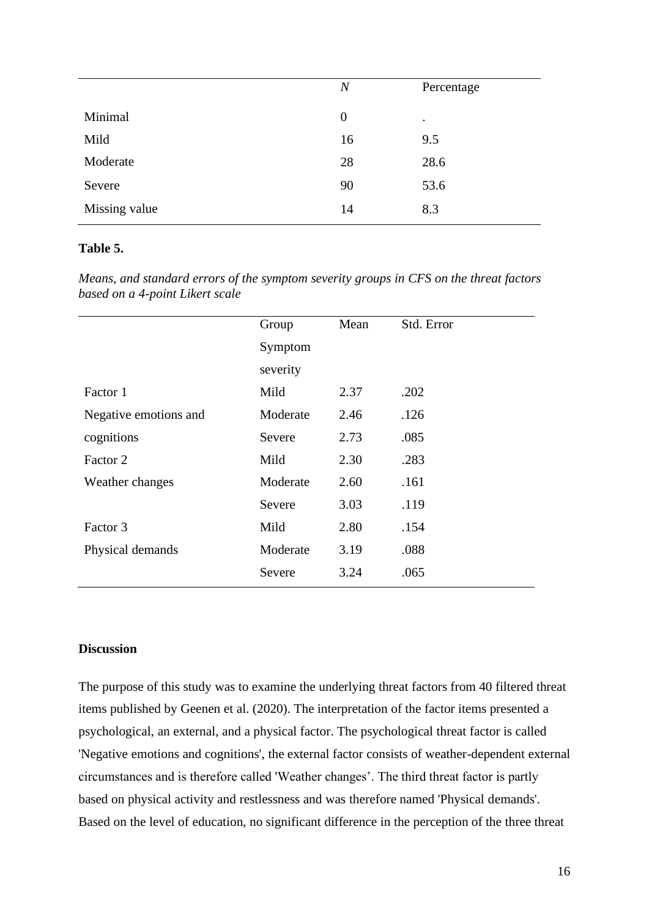| | *N* | Percentage |
|---|---|---|
| Minimal | 0 | . |
| Mild | 16 | 9.5 |
| Moderate | 28 | 28.6 |
| Severe | 90 | 53.6 |
| Missing value | 14 | 8.3 |

**Table 5.**

*Means, and standard errors of the symptom severity groups in CFS on the threat factors based on a 4-point Likert scale*

| | Group Symptom severity | Mean | Std. Error |
|---|---|---|---|
| Factor 1 | Mild | 2.37 | .202 |
| Negative emotions and | Moderate | 2.46 | .126 |
| cognitions | Severe | 2.73 | .085 |
| Factor 2 | Mild | 2.30 | .283 |
| Weather changes | Moderate | 2.60 | .161 |
| | Severe | 3.03 | .119 |
| Factor 3 | Mild | 2.80 | .154 |
| Physical demands | Moderate | 3.19 | .088 |
| | Severe | 3.24 | .065 |

**Discussion**

The purpose of this study was to examine the underlying threat factors from 40 filtered threat items published by Geenen et al. (2020). The interpretation of the factor items presented a psychological, an external, and a physical factor. The psychological threat factor is called 'Negative emotions and cognitions', the external factor consists of weather-dependent external circumstances and is therefore called 'Weather changes'. The third threat factor is partly based on physical activity and restlessness and was therefore named 'Physical demands'. Based on the level of education, no significant difference in the perception of the three threat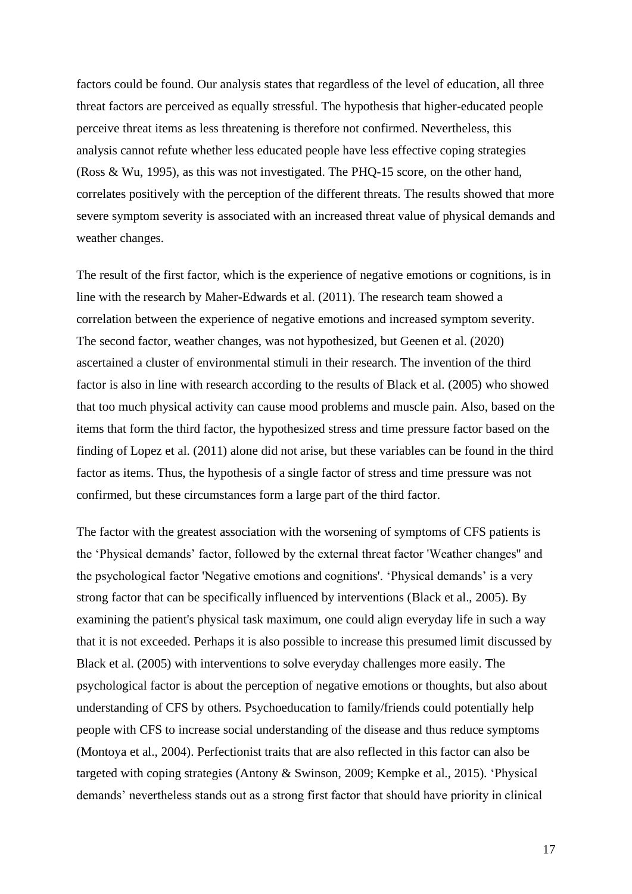factors could be found. Our analysis states that regardless of the level of education, all three threat factors are perceived as equally stressful. The hypothesis that higher-educated people perceive threat items as less threatening is therefore not confirmed. Nevertheless, this analysis cannot refute whether less educated people have less effective coping strategies (Ross & Wu, 1995), as this was not investigated. The PHQ-15 score, on the other hand, correlates positively with the perception of the different threats. The results showed that more severe symptom severity is associated with an increased threat value of physical demands and weather changes.

The result of the first factor, which is the experience of negative emotions or cognitions, is in line with the research by Maher-Edwards et al. (2011). The research team showed a correlation between the experience of negative emotions and increased symptom severity. The second factor, weather changes, was not hypothesized, but Geenen et al. (2020) ascertained a cluster of environmental stimuli in their research. The invention of the third factor is also in line with research according to the results of Black et al. (2005) who showed that too much physical activity can cause mood problems and muscle pain. Also, based on the items that form the third factor, the hypothesized stress and time pressure factor based on the finding of Lopez et al. (2011) alone did not arise, but these variables can be found in the third factor as items. Thus, the hypothesis of a single factor of stress and time pressure was not confirmed, but these circumstances form a large part of the third factor.

The factor with the greatest association with the worsening of symptoms of CFS patients is the 'Physical demands' factor, followed by the external threat factor 'Weather changes'' and the psychological factor 'Negative emotions and cognitions'. 'Physical demands' is a very strong factor that can be specifically influenced by interventions (Black et al., 2005). By examining the patient's physical task maximum, one could align everyday life in such a way that it is not exceeded. Perhaps it is also possible to increase this presumed limit discussed by Black et al. (2005) with interventions to solve everyday challenges more easily. The psychological factor is about the perception of negative emotions or thoughts, but also about understanding of CFS by others. Psychoeducation to family/friends could potentially help people with CFS to increase social understanding of the disease and thus reduce symptoms (Montoya et al., 2004). Perfectionist traits that are also reflected in this factor can also be targeted with coping strategies (Antony & Swinson, 2009; Kempke et al., 2015). 'Physical demands' nevertheless stands out as a strong first factor that should have priority in clinical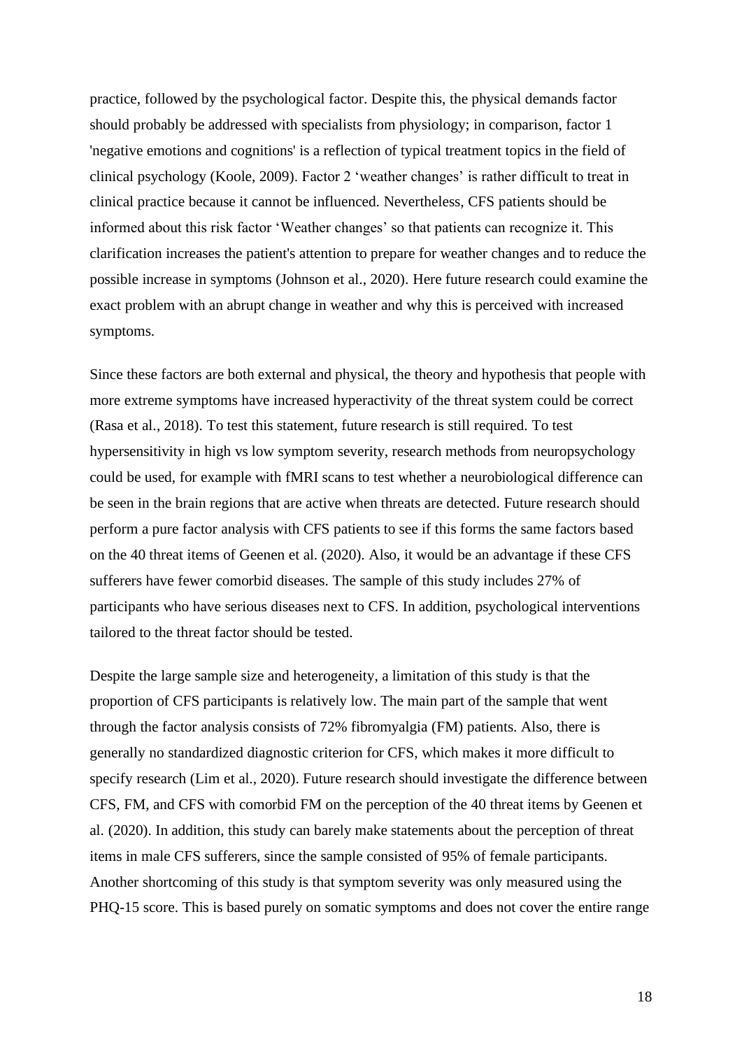practice, followed by the psychological factor. Despite this, the physical demands factor should probably be addressed with specialists from physiology; in comparison, factor 1 'negative emotions and cognitions' is a reflection of typical treatment topics in the field of clinical psychology (Koole, 2009). Factor 2 'weather changes' is rather difficult to treat in clinical practice because it cannot be influenced. Nevertheless, CFS patients should be informed about this risk factor 'Weather changes' so that patients can recognize it. This clarification increases the patient's attention to prepare for weather changes and to reduce the possible increase in symptoms (Johnson et al., 2020). Here future research could examine the exact problem with an abrupt change in weather and why this is perceived with increased symptoms.

Since these factors are both external and physical, the theory and hypothesis that people with more extreme symptoms have increased hyperactivity of the threat system could be correct (Rasa et al., 2018). To test this statement, future research is still required. To test hypersensitivity in high vs low symptom severity, research methods from neuropsychology could be used, for example with fMRI scans to test whether a neurobiological difference can be seen in the brain regions that are active when threats are detected. Future research should perform a pure factor analysis with CFS patients to see if this forms the same factors based on the 40 threat items of Geenen et al. (2020). Also, it would be an advantage if these CFS sufferers have fewer comorbid diseases. The sample of this study includes 27% of participants who have serious diseases next to CFS. In addition, psychological interventions tailored to the threat factor should be tested.

Despite the large sample size and heterogeneity, a limitation of this study is that the proportion of CFS participants is relatively low. The main part of the sample that went through the factor analysis consists of 72% fibromyalgia (FM) patients. Also, there is generally no standardized diagnostic criterion for CFS, which makes it more difficult to specify research (Lim et al., 2020). Future research should investigate the difference between CFS, FM, and CFS with comorbid FM on the perception of the 40 threat items by Geenen et al. (2020). In addition, this study can barely make statements about the perception of threat items in male CFS sufferers, since the sample consisted of 95% of female participants. Another shortcoming of this study is that symptom severity was only measured using the PHQ-15 score. This is based purely on somatic symptoms and does not cover the entire range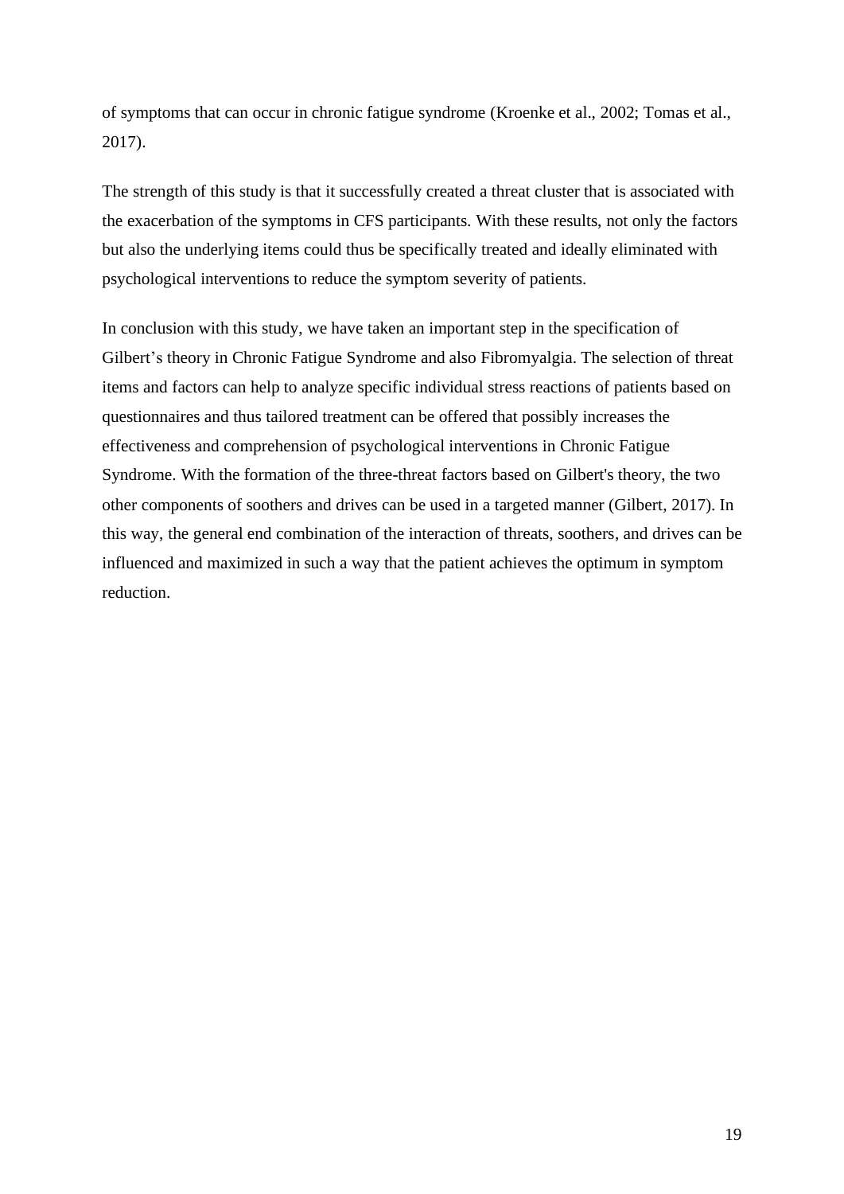of symptoms that can occur in chronic fatigue syndrome (Kroenke et al., 2002; Tomas et al., 2017).

The strength of this study is that it successfully created a threat cluster that is associated with the exacerbation of the symptoms in CFS participants. With these results, not only the factors but also the underlying items could thus be specifically treated and ideally eliminated with psychological interventions to reduce the symptom severity of patients.

In conclusion with this study, we have taken an important step in the specification of Gilbert's theory in Chronic Fatigue Syndrome and also Fibromyalgia. The selection of threat items and factors can help to analyze specific individual stress reactions of patients based on questionnaires and thus tailored treatment can be offered that possibly increases the effectiveness and comprehension of psychological interventions in Chronic Fatigue Syndrome. With the formation of the three-threat factors based on Gilbert's theory, the two other components of soothers and drives can be used in a targeted manner (Gilbert, 2017). In this way, the general end combination of the interaction of threats, soothers, and drives can be influenced and maximized in such a way that the patient achieves the optimum in symptom reduction.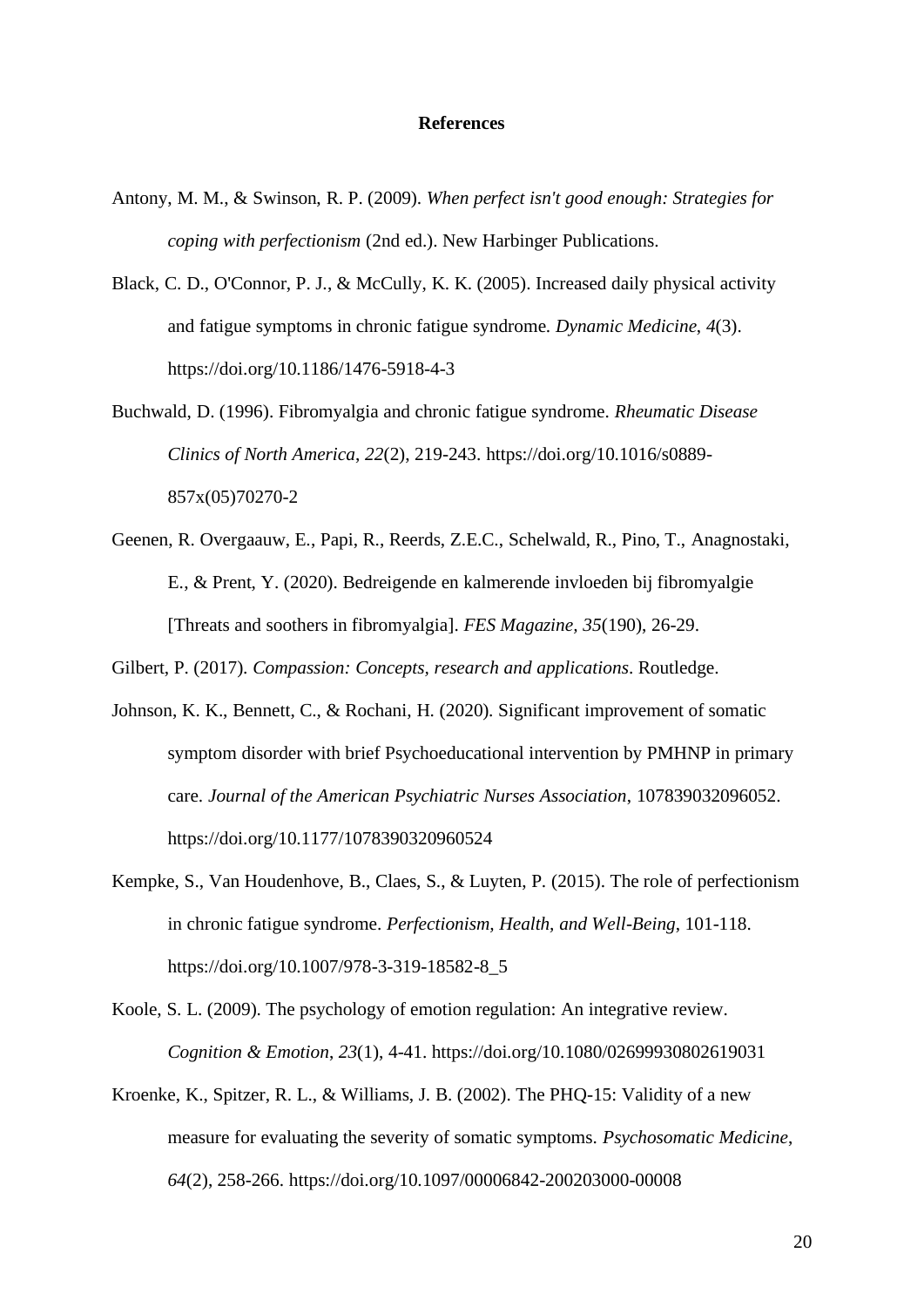# References

Antony, M. M., & Swinson, R. P. (2009). *When perfect isn't good enough: Strategies for coping with perfectionism* (2nd ed.). New Harbinger Publications.

Black, C. D., O'Connor, P. J., & McCully, K. K. (2005). Increased daily physical activity and fatigue symptoms in chronic fatigue syndrome. *Dynamic Medicine*, *4*(3). https://doi.org/10.1186/1476-5918-4-3

Buchwald, D. (1996). Fibromyalgia and chronic fatigue syndrome. *Rheumatic Disease Clinics of North America*, *22*(2), 219-243. https://doi.org/10.1016/s0889-857x(05)70270-2

Geenen, R. Overgaauw, E., Papi, R., Reerds, Z.E.C., Schelwald, R., Pino, T., Anagnostaki, E., & Prent, Y. (2020). Bedreigende en kalmerende invloeden bij fibromyalgie [Threats and soothers in fibromyalgia]. *FES Magazine*, *35*(190), 26-29.

Gilbert, P. (2017). *Compassion: Concepts, research and applications*. Routledge.

Johnson, K. K., Bennett, C., & Rochani, H. (2020). Significant improvement of somatic symptom disorder with brief Psychoeducational intervention by PMHNP in primary care. *Journal of the American Psychiatric Nurses Association*, 107839032096052. https://doi.org/10.1177/1078390320960524

Kempke, S., Van Houdenhove, B., Claes, S., & Luyten, P. (2015). The role of perfectionism in chronic fatigue syndrome. *Perfectionism, Health, and Well-Being*, 101-118. https://doi.org/10.1007/978-3-319-18582-8_5

Koole, S. L. (2009). The psychology of emotion regulation: An integrative review. *Cognition & Emotion*, *23*(1), 4-41. https://doi.org/10.1080/02699930802619031

Kroenke, K., Spitzer, R. L., & Williams, J. B. (2002). The PHQ-15: Validity of a new measure for evaluating the severity of somatic symptoms. *Psychosomatic Medicine*, *64*(2), 258-266. https://doi.org/10.1097/00006842-200203000-00008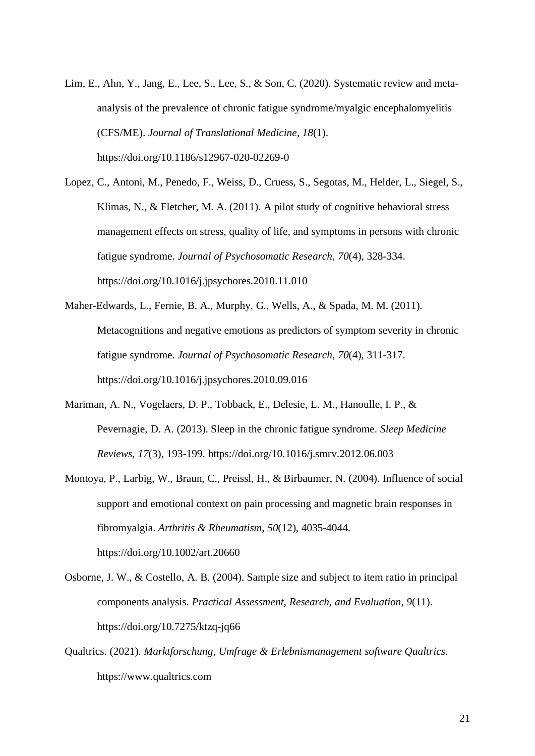Lim, E., Ahn, Y., Jang, E., Lee, S., Lee, S., & Son, C. (2020). Systematic review and meta-analysis of the prevalence of chronic fatigue syndrome/myalgic encephalomyelitis (CFS/ME). *Journal of Translational Medicine*, *18*(1). https://doi.org/10.1186/s12967-020-02269-0

Lopez, C., Antoni, M., Penedo, F., Weiss, D., Cruess, S., Segotas, M., Helder, L., Siegel, S., Klimas, N., & Fletcher, M. A. (2011). A pilot study of cognitive behavioral stress management effects on stress, quality of life, and symptoms in persons with chronic fatigue syndrome. *Journal of Psychosomatic Research*, *70*(4), 328-334. https://doi.org/10.1016/j.jpsychores.2010.11.010

Maher-Edwards, L., Fernie, B. A., Murphy, G., Wells, A., & Spada, M. M. (2011). Metacognitions and negative emotions as predictors of symptom severity in chronic fatigue syndrome. *Journal of Psychosomatic Research*, *70*(4), 311-317. https://doi.org/10.1016/j.jpsychores.2010.09.016

Mariman, A. N., Vogelaers, D. P., Tobback, E., Delesie, L. M., Hanoulle, I. P., & Pevernagie, D. A. (2013). Sleep in the chronic fatigue syndrome. *Sleep Medicine Reviews*, *17*(3), 193-199. https://doi.org/10.1016/j.smrv.2012.06.003

Montoya, P., Larbig, W., Braun, C., Preissl, H., & Birbaumer, N. (2004). Influence of social support and emotional context on pain processing and magnetic brain responses in fibromyalgia. *Arthritis & Rheumatism*, *50*(12), 4035-4044. https://doi.org/10.1002/art.20660

Osborne, J. W., & Costello, A. B. (2004). Sample size and subject to item ratio in principal components analysis. *Practical Assessment, Research, and Evaluation*, *9*(11). https://doi.org/10.7275/ktzq-jq66

Qualtrics. (2021). *Marktforschung, Umfrage & Erlebnismanagement software Qualtrics*. https://www.qualtrics.com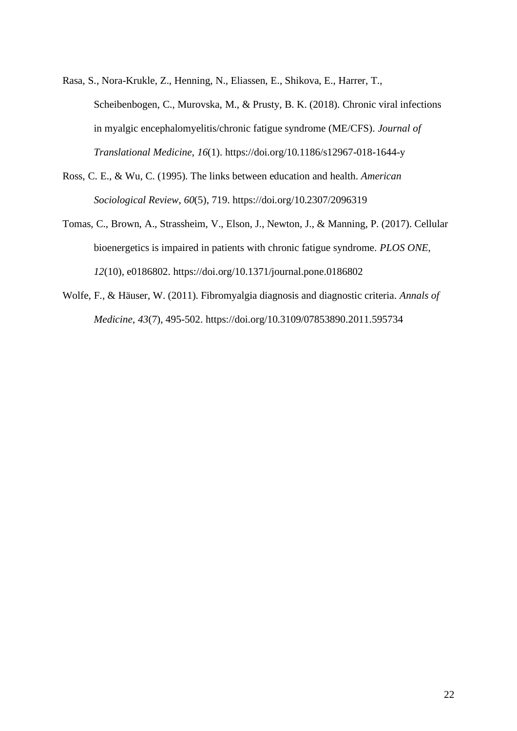Rasa, S., Nora-Krukle, Z., Henning, N., Eliassen, E., Shikova, E., Harrer, T., Scheibenbogen, C., Murovska, M., & Prusty, B. K. (2018). Chronic viral infections in myalgic encephalomyelitis/chronic fatigue syndrome (ME/CFS). *Journal of Translational Medicine*, *16*(1). https://doi.org/10.1186/s12967-018-1644-y

Ross, C. E., & Wu, C. (1995). The links between education and health. *American Sociological Review*, *60*(5), 719. https://doi.org/10.2307/2096319

Tomas, C., Brown, A., Strassheim, V., Elson, J., Newton, J., & Manning, P. (2017). Cellular bioenergetics is impaired in patients with chronic fatigue syndrome. *PLOS ONE*, *12*(10), e0186802. https://doi.org/10.1371/journal.pone.0186802

Wolfe, F., & Häuser, W. (2011). Fibromyalgia diagnosis and diagnostic criteria. *Annals of Medicine*, *43*(7), 495-502. https://doi.org/10.3109/07853890.2011.595734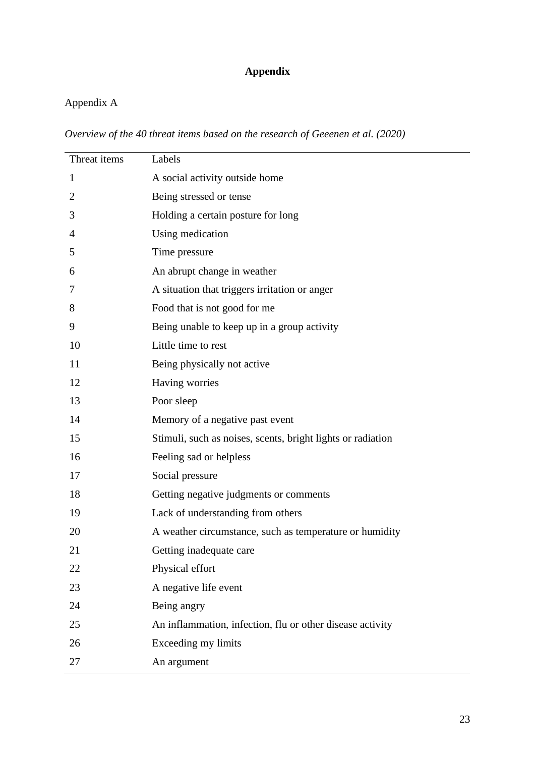# Appendix

Appendix A

*Overview of the 40 threat items based on the research of Geeenen et al. (2020)*

| Threat items | Labels |
|---|---|
| 1 | A social activity outside home |
| 2 | Being stressed or tense |
| 3 | Holding a certain posture for long |
| 4 | Using medication |
| 5 | Time pressure |
| 6 | An abrupt change in weather |
| 7 | A situation that triggers irritation or anger |
| 8 | Food that is not good for me |
| 9 | Being unable to keep up in a group activity |
| 10 | Little time to rest |
| 11 | Being physically not active |
| 12 | Having worries |
| 13 | Poor sleep |
| 14 | Memory of a negative past event |
| 15 | Stimuli, such as noises, scents, bright lights or radiation |
| 16 | Feeling sad or helpless |
| 17 | Social pressure |
| 18 | Getting negative judgments or comments |
| 19 | Lack of understanding from others |
| 20 | A weather circumstance, such as temperature or humidity |
| 21 | Getting inadequate care |
| 22 | Physical effort |
| 23 | A negative life event |
| 24 | Being angry |
| 25 | An inflammation, infection, flu or other disease activity |
| 26 | Exceeding my limits |
| 27 | An argument |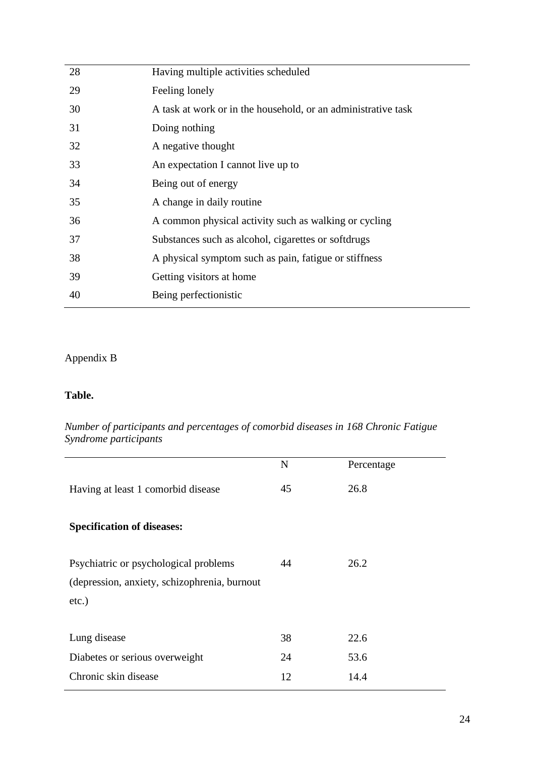| | |
|---|---|
| 28 | Having multiple activities scheduled |
| 29 | Feeling lonely |
| 30 | A task at work or in the household, or an administrative task |
| 31 | Doing nothing |
| 32 | A negative thought |
| 33 | An expectation I cannot live up to |
| 34 | Being out of energy |
| 35 | A change in daily routine |
| 36 | A common physical activity such as walking or cycling |
| 37 | Substances such as alcohol, cigarettes or softdrugs |
| 38 | A physical symptom such as pain, fatigue or stiffness |
| 39 | Getting visitors at home |
| 40 | Being perfectionistic |

Appendix B

**Table.**

*Number of participants and percentages of comorbid diseases in 168 Chronic Fatigue Syndrome participants*

| | N | Percentage |
|---|---|---|
| Having at least 1 comorbid disease | 45 | 26.8 |
| **Specification of diseases:** | | |
| Psychiatric or psychological problems (depression, anxiety, schizophrenia, burnout etc.) | 44 | 26.2 |
| Lung disease | 38 | 22.6 |
| Diabetes or serious overweight | 24 | 53.6 |
| Chronic skin disease | 12 | 14.4 |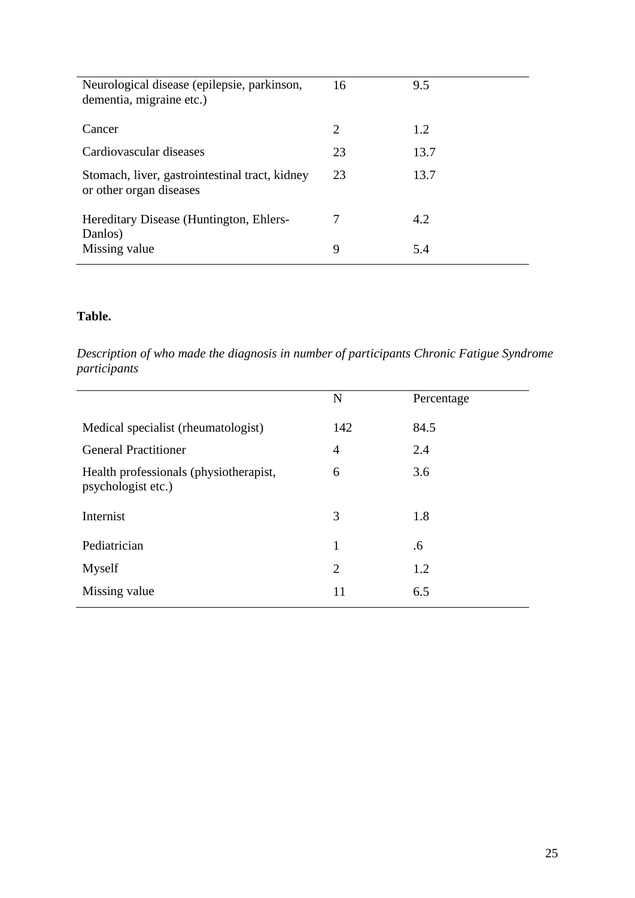| | | |
|---|---|---|
| Neurological disease (epilepsie, parkinson, dementia, migraine etc.) | 16 | 9.5 |
| Cancer | 2 | 1.2 |
| Cardiovascular diseases | 23 | 13.7 |
| Stomach, liver, gastrointestinal tract, kidney or other organ diseases | 23 | 13.7 |
| Hereditary Disease (Huntington, Ehlers-Danlos) | 7 | 4.2 |
| Missing value | 9 | 5.4 |

**Table.**

*Description of who made the diagnosis in number of participants Chronic Fatigue Syndrome participants*

| | N | Percentage |
|---|---|---|
| Medical specialist (rheumatologist) | 142 | 84.5 |
| General Practitioner | 4 | 2.4 |
| Health professionals (physiotherapist, psychologist etc.) | 6 | 3.6 |
| Internist | 3 | 1.8 |
| Pediatrician | 1 | .6 |
| Myself | 2 | 1.2 |
| Missing value | 11 | 6.5 |